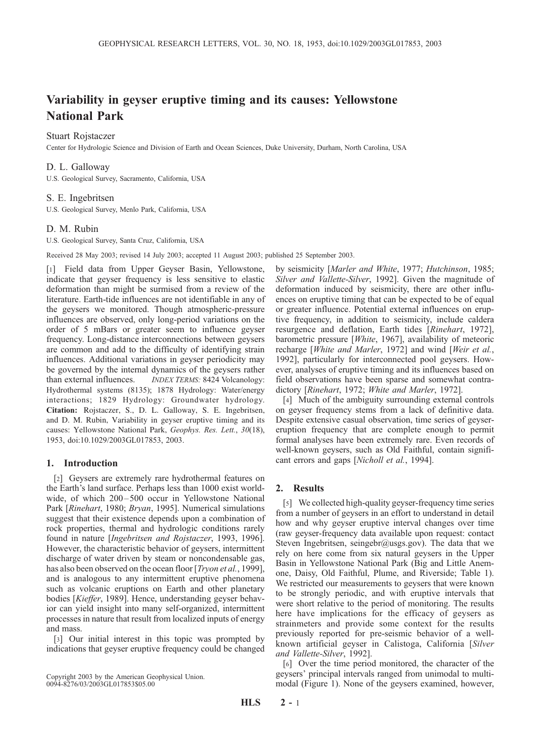# Variability in geyser eruptive timing and its causes: Yellowstone National Park

Stuart Rojstaczer

Center for Hydrologic Science and Division of Earth and Ocean Sciences, Duke University, Durham, North Carolina, USA

D. L. Galloway

U.S. Geological Survey, Sacramento, California, USA

S. E. Ingebritsen

U.S. Geological Survey, Menlo Park, California, USA

D. M. Rubin

U.S. Geological Survey, Santa Cruz, California, USA

Received 28 May 2003; revised 14 July 2003; accepted 11 August 2003; published 25 September 2003.

[1] Field data from Upper Geyser Basin, Yellowstone, indicate that geyser frequency is less sensitive to elastic deformation than might be surmised from a review of the literature. Earth-tide influences are not identifiable in any of the geysers we monitored. Though atmospheric-pressure influences are observed, only long-period variations on the order of 5 mBars or greater seem to influence geyser frequency. Long-distance interconnections between geysers are common and add to the difficulty of identifying strain influences. Additional variations in geyser periodicity may be governed by the internal dynamics of the geysers rather than external influences. *INDEX TERMS:* 8424 Volcanology: Hydrothermal systems (8135); 1878 Hydrology: Water/energy interactions; 1829 Hydrology: Groundwater hydrology. **Citation:** Rojstaczer, S., D. L. Galloway, S. E. Ingebritsen, and D. M. Rubin, Variability in geyser eruptive timing and its causes: Yellowstone National Park, *Geophys. Res. Lett.*, *30*(18), 1953, doi:10.1029/2003GL017853, 2003.

## 1. Introduction

[2] Geysers are extremely rare hydrothermal features on the Earth's land surface. Perhaps less than 1000 exist worldwide, of which 200–500 occur in Yellowstone National Park [*Rinehart*, 1980; *Bryan*, 1995]. Numerical simulations suggest that their existence depends upon a combination of rock properties, thermal and hydrologic conditions rarely found in nature [*Ingebritsen and Rojstaczer*, 1993, 1996]. However, the characteristic behavior of geysers, intermittent discharge of water driven by steam or noncondensable gas, has also been observed on the ocean floor [*Tryon et al.*, 1999], and is analogous to any intermittent eruptive phenomena such as volcanic eruptions on Earth and other planetary bodies [*Kieffer*, 1989]. Hence, understanding geyser behavior can yield insight into many self-organized, intermittent processes in nature that result from localized inputs of energy and mass.

[3] Our initial interest in this topic was prompted by indications that geyser eruptive frequency could be changed by seismicity [*Marler and White*, 1977; *Hutchinson*, 1985; *Silver and Vallette-Silver*, 1992]. Given the magnitude of deformation induced by seismicity, there are other influences on eruptive timing that can be expected to be of equal or greater influence. Potential external influences on eruptive frequency, in addition to seismicity, include caldera resurgence and deflation, Earth tides [*Rinehart*, 1972], barometric pressure [*White*, 1967], availability of meteoric recharge [*White and Marler*, 1972] and wind [*Weir et al.*, 1992], particularly for interconnected pool geysers. However, analyses of eruptive timing and its influences based on field observations have been sparse and somewhat contradictory [*Rinehart*, 1972; *White and Marler*, 1972].

[4] Much of the ambiguity surrounding external controls on geyser frequency stems from a lack of definitive data. Despite extensive casual observation, time series of geyser-eruption frequency that are complete enough to permit formal analyses have been extremely rare. Even records of well-known geysers, such as Old Faithful, contain significant errors and gaps [*Nicholl et al.*, 1994].

## 2. Results

[5] We collected high-quality geyser-frequency time series from a number of geysers in an effort to understand in detail how and why geyser eruptive interval changes over time (raw geyser-frequency data available upon request: contact Steven Ingebritsen, seingebr@usgs.gov). The data that we rely on here come from six natural geysers in the Upper Basin in Yellowstone National Park (Big and Little Anemone, Daisy, Old Faithful, Plume, and Riverside; Table 1). We restricted our measurements to geysers that were known to be strongly periodic, and with eruptive intervals that were short relative to the period of monitoring. The results here have implications for the efficacy of geysers as strainmeters and provide some context for the results previously reported for pre-seismic behavior of a well-known artificial geyser in Calistoga, California [*Silver and Vallette-Silver*, 1992].

[6] Over the time period monitored, the character of the geysers' principal intervals ranged from unimodal to multimodal (Figure 1). None of the geysers examined, however,

Copyright 2003 by the American Geophysical Union.
0094-8276/03/2003GL017853$05.00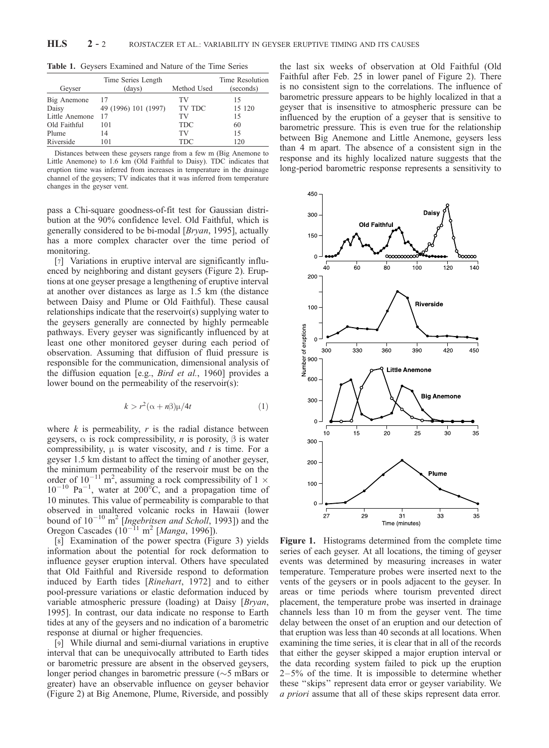**Table 1.** Geysers Examined and Nature of the Time Series

| Geyser | Time Series Length (days) | Method Used | Time Resolution (seconds) |
|---|---|---|---|
| Big Anemone | 17 | TV | 15 |
| Daisy | 49 (1996) 101 (1997) | TV TDC | 15 120 |
| Little Anemone | 17 | TV | 15 |
| Old Faithful | 101 | TDC | 60 |
| Plume | 14 | TV | 15 |
| Riverside | 101 | TDC | 120 |

Distances between these geysers range from a few m (Big Anemone to Little Anemone) to 1.6 km (Old Faithful to Daisy). TDC indicates that eruption time was inferred from increases in temperature in the drainage channel of the geysers; TV indicates that it was inferred from temperature changes in the geyser vent.

pass a Chi-square goodness-of-fit test for Gaussian distribution at the 90% confidence level. Old Faithful, which is generally considered to be bi-modal [*Bryan*, 1995], actually has a more complex character over the time period of monitoring.

[7] Variations in eruptive interval are significantly influenced by neighboring and distant geysers (Figure 2). Eruptions at one geyser presage a lengthening of eruptive interval at another over distances as large as 1.5 km (the distance between Daisy and Plume or Old Faithful). These causal relationships indicate that the reservoir(s) supplying water to the geysers generally are connected by highly permeable pathways. Every geyser was significantly influenced by at least one other monitored geyser during each period of observation. Assuming that diffusion of fluid pressure is responsible for the communication, dimensional analysis of the diffusion equation [e.g., *Bird et al.*, 1960] provides a lower bound on the permeability of the reservoir(s):

$$k > r^2(\alpha + n\beta)\mu/4t \qquad (1)$$

where $k$ is permeability, $r$ is the radial distance between geysers, $\alpha$ is rock compressibility, $n$ is porosity, $\beta$ is water compressibility, $\mu$ is water viscosity, and $t$ is time. For a geyser 1.5 km distant to affect the timing of another geyser, the minimum permeability of the reservoir must be on the order of $10^{-11}$ m$^2$, assuming a rock compressibility of $1 \times 10^{-10}$ Pa$^{-1}$, water at 200°C, and a propagation time of 10 minutes. This value of permeability is comparable to that observed in unaltered volcanic rocks in Hawaii (lower bound of $10^{-10}$ m$^2$ [*Ingebritsen and Scholl*, 1993]) and the Oregon Cascades ($10^{-11}$ m$^2$ [*Manga*, 1996]).

[8] Examination of the power spectra (Figure 3) yields information about the potential for rock deformation to influence geyser eruption interval. Others have speculated that Old Faithful and Riverside respond to deformation induced by Earth tides [*Rinehart*, 1972] and to either pool-pressure variations or elastic deformation induced by variable atmospheric pressure (loading) at Daisy [*Bryan*, 1995]. In contrast, our data indicate no response to Earth tides at any of the geysers and no indication of a barometric response at diurnal or higher frequencies.

[9] While diurnal and semi-diurnal variations in eruptive interval that can be unequivocally attributed to Earth tides or barometric pressure are absent in the observed geysers, longer period changes in barometric pressure (~5 mBars or greater) have an observable influence on geyser behavior (Figure 2) at Big Anemone, Plume, Riverside, and possibly the last six weeks of observation at Old Faithful (Old Faithful after Feb. 25 in lower panel of Figure 2). There is no consistent sign to the correlations. The influence of barometric pressure appears to be highly localized in that a geyser that is insensitive to atmospheric pressure can be influenced by the eruption of a geyser that is sensitive to barometric pressure. This is even true for the relationship between Big Anemone and Little Anemone, geysers less than 4 m apart. The absence of a consistent sign in the response and its highly localized nature suggests that the long-period barometric response represents a sensitivity to

**Figure 1.** Histograms determined from the complete time series of each geyser. At all locations, the timing of geyser events was determined by measuring increases in water temperature. Temperature probes were inserted next to the vents of the geysers or in pools adjacent to the geyser. In areas or time periods where tourism prevented direct placement, the temperature probe was inserted in drainage channels less than 10 m from the geyser vent. The time delay between the onset of an eruption and our detection of that eruption was less than 40 seconds at all locations. When examining the time series, it is clear that in all of the records that either the geyser skipped a major eruption interval or the data recording system failed to pick up the eruption 2–5% of the time. It is impossible to determine whether these ''skips'' represent data error or geyser variability. We *a priori* assume that all of these skips represent data error.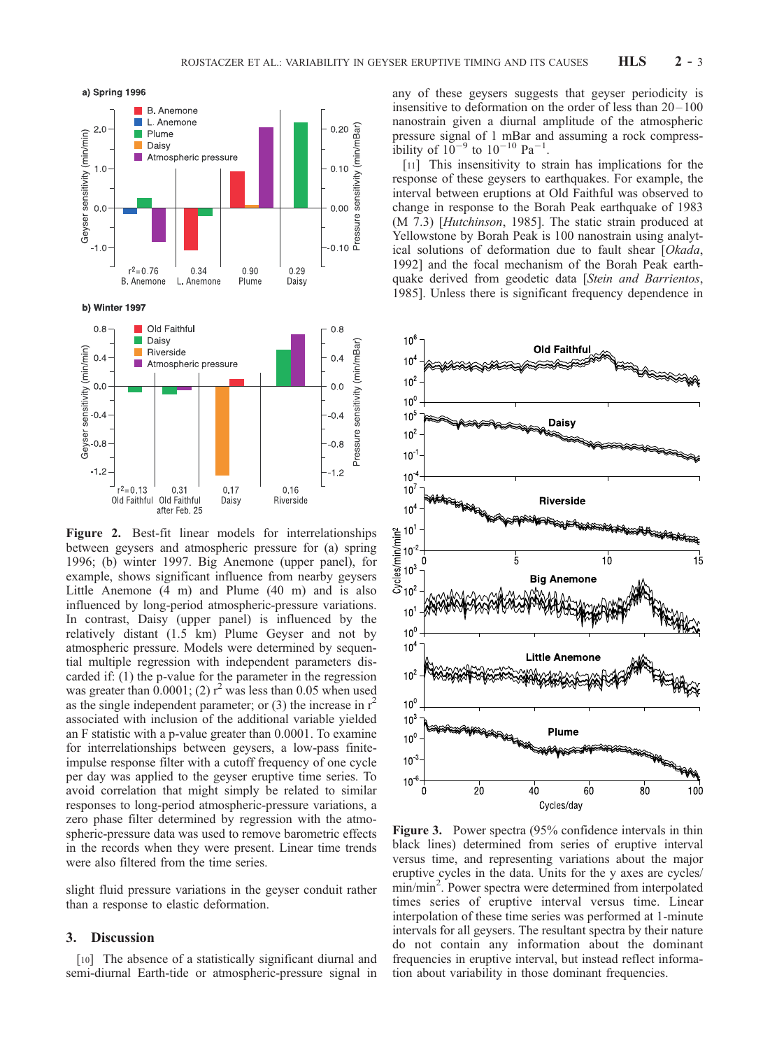**Figure 2.** Best-fit linear models for interrelationships between geysers and atmospheric pressure for (a) spring 1996; (b) winter 1997. Big Anemone (upper panel), for example, shows significant influence from nearby geysers Little Anemone (4 m) and Plume (40 m) and is also influenced by long-period atmospheric-pressure variations. In contrast, Daisy (upper panel) is influenced by the relatively distant (1.5 km) Plume Geyser and not by atmospheric pressure. Models were determined by sequential multiple regression with independent parameters discarded if: (1) the p-value for the parameter in the regression was greater than 0.0001; (2) $r^2$ was less than 0.05 when used as the single independent parameter; or (3) the increase in $r^2$ associated with inclusion of the additional variable yielded an F statistic with a p-value greater than 0.0001. To examine for interrelationships between geysers, a low-pass finite-impulse response filter with a cutoff frequency of one cycle per day was applied to the geyser eruptive time series. To avoid correlation that might simply be related to similar responses to long-period atmospheric-pressure variations, a zero phase filter determined by regression with the atmospheric-pressure data was used to remove barometric effects in the records when they were present. Linear time trends were also filtered from the time series.

slight fluid pressure variations in the geyser conduit rather than a response to elastic deformation.

## 3. Discussion

[10] The absence of a statistically significant diurnal and semi-diurnal Earth-tide or atmospheric-pressure signal in any of these geysers suggests that geyser periodicity is insensitive to deformation on the order of less than 20–100 nanostrain given a diurnal amplitude of the atmospheric pressure signal of 1 mBar and assuming a rock compressibility of $10^{-9}$ to $10^{-10}$ $Pa^{-1}$.

[11] This insensitivity to strain has implications for the response of these geysers to earthquakes. For example, the interval between eruptions at Old Faithful was observed to change in response to the Borah Peak earthquake of 1983 (M 7.3) [*Hutchinson*, 1985]. The static strain produced at Yellowstone by Borah Peak is 100 nanostrain using analytical solutions of deformation due to fault shear [*Okada*, 1992] and the focal mechanism of the Borah Peak earthquake derived from geodetic data [*Stein and Barrientos*, 1985]. Unless there is significant frequency dependence in

**Figure 3.** Power spectra (95% confidence intervals in thin black lines) determined from series of eruptive interval versus time, and representing variations about the major eruptive cycles in the data. Units for the y axes are cycles/min/min$^2$. Power spectra were determined from interpolated times series of eruptive interval versus time. Linear interpolation of these time series was performed at 1-minute intervals for all geysers. The resultant spectra by their nature do not contain any information about the dominant frequencies in eruptive interval, but instead reflect information about variability in those dominant frequencies.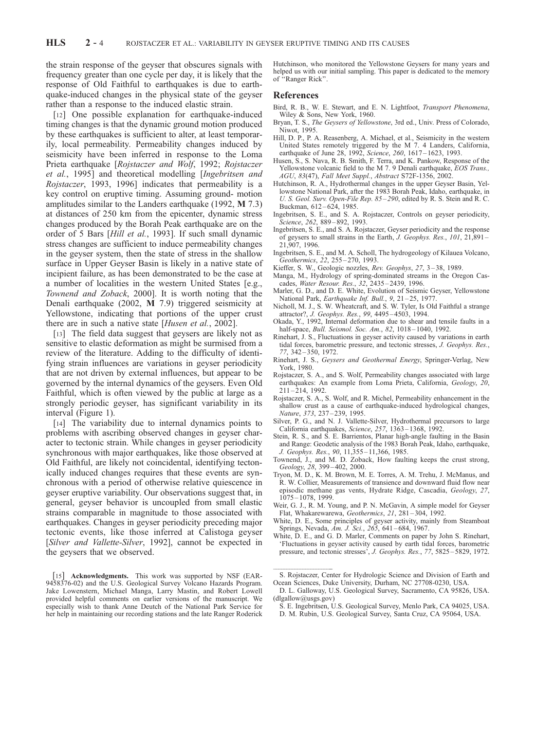the strain response of the geyser that obscures signals with frequency greater than one cycle per day, it is likely that the response of Old Faithful to earthquakes is due to earthquake-induced changes in the physical state of the geyser rather than a response to the induced elastic strain.

[12] One possible explanation for earthquake-induced timing changes is that the dynamic ground motion produced by these earthquakes is sufficient to alter, at least temporarily, local permeability. Permeability changes induced by seismicity have been inferred in response to the Loma Prieta earthquake [*Rojstaczer and Wolf*, 1992; *Rojstaczer et al.*, 1995] and theoretical modelling [*Ingebritsen and Rojstaczer*, 1993, 1996] indicates that permeability is a key control on eruptive timing. Assuming ground- motion amplitudes similar to the Landers earthquake (1992, **M** 7.3) at distances of 250 km from the epicenter, dynamic stress changes produced by the Borah Peak earthquake are on the order of 5 Bars [*Hill et al.*, 1993]. If such small dynamic stress changes are sufficient to induce permeability changes in the geyser system, then the state of stress in the shallow surface in Upper Geyser Basin is likely in a native state of incipient failure, as has been demonstrated to be the case at a number of localities in the western United States [e.g., *Townend and Zoback*, 2000]. It is worth noting that the Denali earthquake (2002, **M** 7.9) triggered seismicity at Yellowstone, indicating that portions of the upper crust there are in such a native state [*Husen et al.*, 2002].

[13] The field data suggest that geysers are likely not as sensitive to elastic deformation as might be surmised from a review of the literature. Adding to the difficulty of identifying strain influences are variations in geyser periodicity that are not driven by external influences, but appear to be governed by the internal dynamics of the geysers. Even Old Faithful, which is often viewed by the public at large as a strongly periodic geyser, has significant variability in its interval (Figure 1).

[14] The variability due to internal dynamics points to problems with ascribing observed changes in geyser character to tectonic strain. While changes in geyser periodicity synchronous with major earthquakes, like those observed at Old Faithful, are likely not coincidental, identifying tectonically induced changes requires that these events are synchronous with a period of otherwise relative quiescence in geyser eruptive variability. Our observations suggest that, in general, geyser behavior is uncoupled from small elastic strains comparable in magnitude to those associated with earthquakes. Changes in geyser periodicity preceding major tectonic events, like those inferred at Calistoga geyser [*Silver and Vallette-Silver*, 1992], cannot be expected in the geysers that we observed.

[15] **Acknowledgments.** This work was supported by NSF (EAR-9458376-02) and the U.S. Geological Survey Volcano Hazards Program. Jake Lowenstern, Michael Manga, Larry Mastin, and Robert Lowell provided helpful comments on earlier versions of the manuscript. We especially wish to thank Anne Deutch of the National Park Service for her help in maintaining our recording stations and the late Ranger Roderick Hutchinson, who monitored the Yellowstone Geysers for many years and helped us with our initial sampling. This paper is dedicated to the memory of "Ranger Rick".

## References

Bird, R. B., W. E. Stewart, and E. N. Lightfoot, *Transport Phenomena*, Wiley & Sons, New York, 1960.

Bryan, T. S., *The Geysers of Yellowstone*, 3rd ed., Univ. Press of Colorado, Niwot, 1995.

Hill, D. P., P. A. Reasenberg, A. Michael, et al., Seismicity in the western United States remotely triggered by the M 7. 4 Landers, California, earthquake of June 28, 1992, *Science*, *260*, 1617–1623, 1993.

Husen, S., S. Nava, R. B. Smith, F. Terra, and K. Pankow, Response of the Yellowstone volcanic field to the M 7. 9 Denali earthquake, *EOS Trans., AGU*, *83*(47), *Fall Meet Suppl.*, *Abstract* S72F-1356, 2002.

Hutchinson, R. A., Hydrothermal changes in the upper Geyser Basin, Yellowstone National Park, after the 1983 Borah Peak, Idaho, earthquake, in *U. S. Geol. Surv. Open-File Rep. 85–290*, edited by R. S. Stein and R. C. Buckman, 612–624, 1985.

Ingebritsen, S. E., and S. A. Rojstaczer, Controls on geyser periodicity, *Science*, *262*, 889–892, 1993.

Ingebritsen, S. E., and S. A. Rojstaczer, Geyser periodicity and the response of geysers to small strains in the Earth, *J. Geophys. Res.*, *101*, 21,891–21,907, 1996.

Ingebritsen, S. E., and M. A. Scholl, The hydrogeology of Kilauea Volcano, *Geothermics*, *22*, 255–270, 1993.

Kieffer, S. W., Geologic nozzles, *Rev. Geophys*, *27*, 3–38, 1989.

Manga, M., Hydrology of spring-dominated streams in the Oregon Cascades, *Water Resour. Res.*, *32*, 2435–2439, 1996.

Marler, G. D., and D. E. White, Evolution of Seismic Geyser, Yellowstone National Park, *Earthquake Inf. Bull.*, *9*, 21–25, 1977.

Nicholl, M. J., S. W. Wheatcraft, and S. W. Tyler, Is Old Faithful a strange attractor?, *J. Geophys. Res.*, *99*, 4495–4503, 1994.

Okada, Y., 1992, Internal deformation due to shear and tensile faults in a half-space, *Bull. Seismol. Soc. Am.*, *82*, 1018–1040, 1992.

Rinehart, J. S., Fluctuations in geyser activity caused by variations in earth tidal forces, barometric pressure, and tectonic stresses, *J. Geophys. Res.*, *77*, 342–350, 1972.

Rinehart, J. S., *Geysers and Geothermal Energy*, Springer-Verlag, New York, 1980.

Rojstaczer, S. A., and S. Wolf, Permeability changes associated with large earthquakes: An example from Loma Prieta, California, *Geology*, *20*, 211–214, 1992.

Rojstaczer, S. A., S. Wolf, and R. Michel, Permeability enhancement in the shallow crust as a cause of earthquake-induced hydrological changes, *Nature*, *373*, 237–239, 1995.

Silver, P. G., and N. J. Vallette-Silver, Hydrothermal precursors to large California earthquakes, *Science*, *257*, 1363–1368, 1992.

Stein, R. S., and S. E. Barrientos, Planar high-angle faulting in the Basin and Range: Geodetic analysis of the 1983 Borah Peak, Idaho, earthquake, *J. Geophys. Res.*, *90*, 11,355–11,366, 1985.

Townend, J., and M. D. Zoback, How faulting keeps the crust strong, *Geology*, *28*, 399–402, 2000.

Tryon, M. D., K. M. Brown, M. E. Torres, A. M. Trehu, J. McManus, and R. W. Collier, Measurements of transience and downward fluid flow near episodic methane gas vents, Hydrate Ridge, Cascadia, *Geology*, *27*, 1075–1078, 1999.

Weir, G. J., R. M. Young, and P. N. McGavin, A simple model for Geyser Flat, Whakarewarewa, *Geothermics*, *21*, 281–304, 1992.

White, D. E., Some principles of geyser activity, mainly from Steamboat Springs, Nevada, *Am. J. Sci.*, *265*, 641–684, 1967.

White, D. E., and G. D. Marler, Comments on paper by John S. Rinehart, 'Fluctuations in geyser activity caused by earth tidal forces, barometric pressure, and tectonic stresses', *J. Geophys. Res.*, *77*, 5825–5829, 1972.

---

S. Rojstaczer, Center for Hydrologic Science and Division of Earth and Ocean Sciences, Duke University, Durham, NC 27708-0230, USA.

D. L. Galloway, U.S. Geological Survey, Sacramento, CA 95826, USA. (dlgallow@usgs.gov)

S. E. Ingebritsen, U.S. Geological Survey, Menlo Park, CA 94025, USA.

D. M. Rubin, U.S. Geological Survey, Santa Cruz, CA 95064, USA.